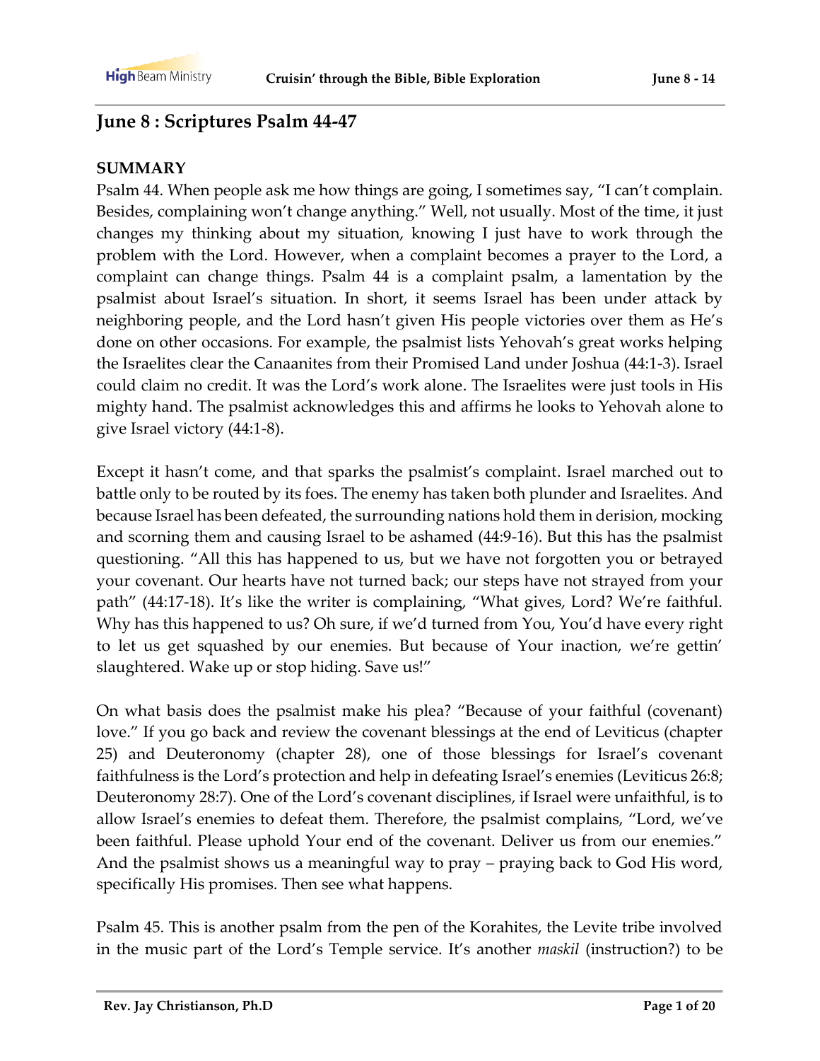## June 8 : Scriptures Psalm 44-47

**SUMMARY**

Psalm 44. When people ask me how things are going, I sometimes say, "I can't complain. Besides, complaining won't change anything." Well, not usually. Most of the time, it just changes my thinking about my situation, knowing I just have to work through the problem with the Lord. However, when a complaint becomes a prayer to the Lord, a complaint can change things. Psalm 44 is a complaint psalm, a lamentation by the psalmist about Israel's situation. In short, it seems Israel has been under attack by neighboring people, and the Lord hasn't given His people victories over them as He's done on other occasions. For example, the psalmist lists Yehovah's great works helping the Israelites clear the Canaanites from their Promised Land under Joshua (44:1-3). Israel could claim no credit. It was the Lord's work alone. The Israelites were just tools in His mighty hand. The psalmist acknowledges this and affirms he looks to Yehovah alone to give Israel victory (44:1-8).

Except it hasn't come, and that sparks the psalmist's complaint. Israel marched out to battle only to be routed by its foes. The enemy has taken both plunder and Israelites. And because Israel has been defeated, the surrounding nations hold them in derision, mocking and scorning them and causing Israel to be ashamed (44:9-16). But this has the psalmist questioning. "All this has happened to us, but we have not forgotten you or betrayed your covenant. Our hearts have not turned back; our steps have not strayed from your path" (44:17-18). It's like the writer is complaining, "What gives, Lord? We're faithful. Why has this happened to us? Oh sure, if we'd turned from You, You'd have every right to let us get squashed by our enemies. But because of Your inaction, we're gettin' slaughtered. Wake up or stop hiding. Save us!"

On what basis does the psalmist make his plea? "Because of your faithful (covenant) love." If you go back and review the covenant blessings at the end of Leviticus (chapter 25) and Deuteronomy (chapter 28), one of those blessings for Israel's covenant faithfulness is the Lord's protection and help in defeating Israel's enemies (Leviticus 26:8; Deuteronomy 28:7). One of the Lord's covenant disciplines, if Israel were unfaithful, is to allow Israel's enemies to defeat them. Therefore, the psalmist complains, "Lord, we've been faithful. Please uphold Your end of the covenant. Deliver us from our enemies." And the psalmist shows us a meaningful way to pray – praying back to God His word, specifically His promises. Then see what happens.

Psalm 45. This is another psalm from the pen of the Korahites, the Levite tribe involved in the music part of the Lord's Temple service. It's another *maskil* (instruction?) to be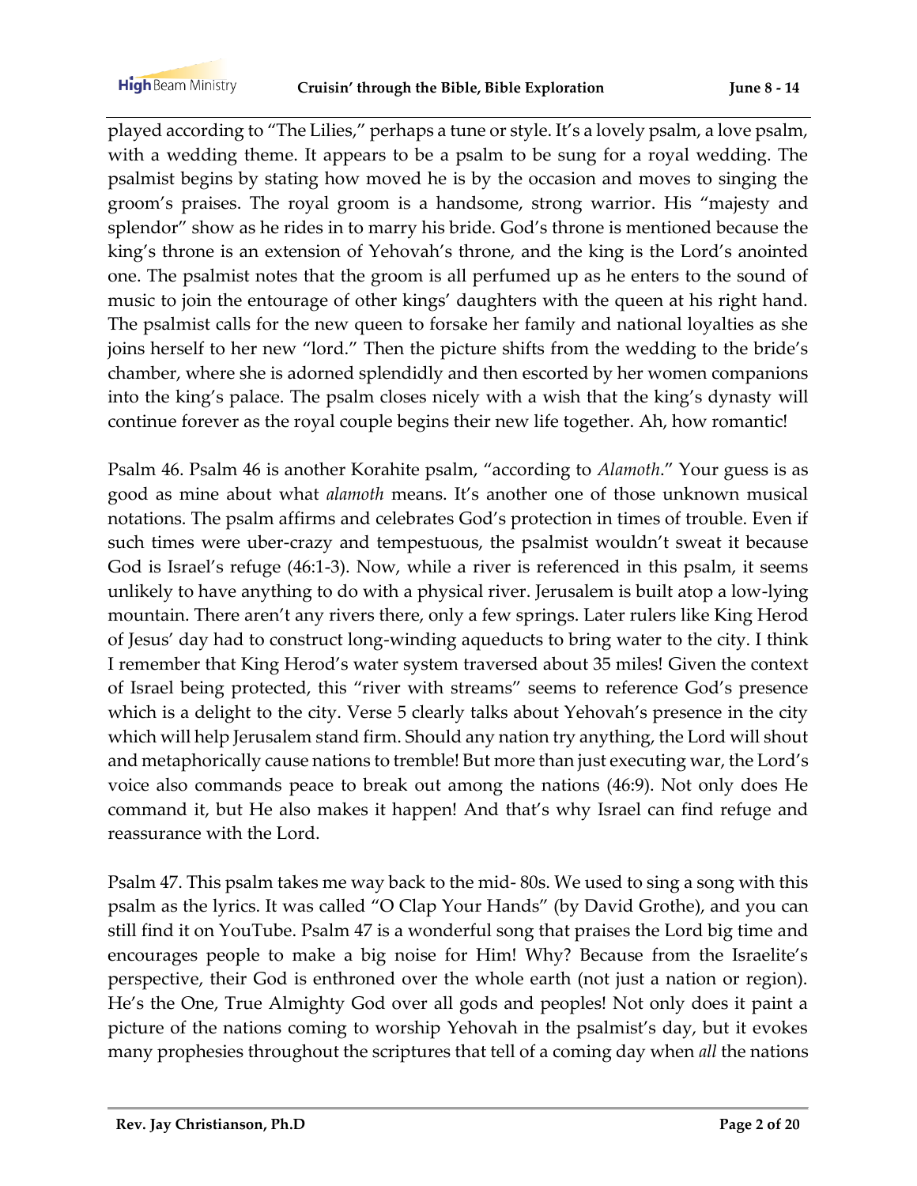played according to "The Lilies," perhaps a tune or style. It's a lovely psalm, a love psalm, with a wedding theme. It appears to be a psalm to be sung for a royal wedding. The psalmist begins by stating how moved he is by the occasion and moves to singing the groom's praises. The royal groom is a handsome, strong warrior. His "majesty and splendor" show as he rides in to marry his bride. God's throne is mentioned because the king's throne is an extension of Yehovah's throne, and the king is the Lord's anointed one. The psalmist notes that the groom is all perfumed up as he enters to the sound of music to join the entourage of other kings' daughters with the queen at his right hand. The psalmist calls for the new queen to forsake her family and national loyalties as she joins herself to her new "lord." Then the picture shifts from the wedding to the bride's chamber, where she is adorned splendidly and then escorted by her women companions into the king's palace. The psalm closes nicely with a wish that the king's dynasty will continue forever as the royal couple begins their new life together. Ah, how romantic!

Psalm 46. Psalm 46 is another Korahite psalm, "according to *Alamoth*." Your guess is as good as mine about what *alamoth* means. It's another one of those unknown musical notations. The psalm affirms and celebrates God's protection in times of trouble. Even if such times were uber-crazy and tempestuous, the psalmist wouldn't sweat it because God is Israel's refuge (46:1-3). Now, while a river is referenced in this psalm, it seems unlikely to have anything to do with a physical river. Jerusalem is built atop a low-lying mountain. There aren't any rivers there, only a few springs. Later rulers like King Herod of Jesus' day had to construct long-winding aqueducts to bring water to the city. I think I remember that King Herod's water system traversed about 35 miles! Given the context of Israel being protected, this "river with streams" seems to reference God's presence which is a delight to the city. Verse 5 clearly talks about Yehovah's presence in the city which will help Jerusalem stand firm. Should any nation try anything, the Lord will shout and metaphorically cause nations to tremble! But more than just executing war, the Lord's voice also commands peace to break out among the nations (46:9). Not only does He command it, but He also makes it happen! And that's why Israel can find refuge and reassurance with the Lord.

Psalm 47. This psalm takes me way back to the mid- 80s. We used to sing a song with this psalm as the lyrics. It was called "O Clap Your Hands" (by David Grothe), and you can still find it on YouTube. Psalm 47 is a wonderful song that praises the Lord big time and encourages people to make a big noise for Him! Why? Because from the Israelite's perspective, their God is enthroned over the whole earth (not just a nation or region). He's the One, True Almighty God over all gods and peoples! Not only does it paint a picture of the nations coming to worship Yehovah in the psalmist's day, but it evokes many prophesies throughout the scriptures that tell of a coming day when *all* the nations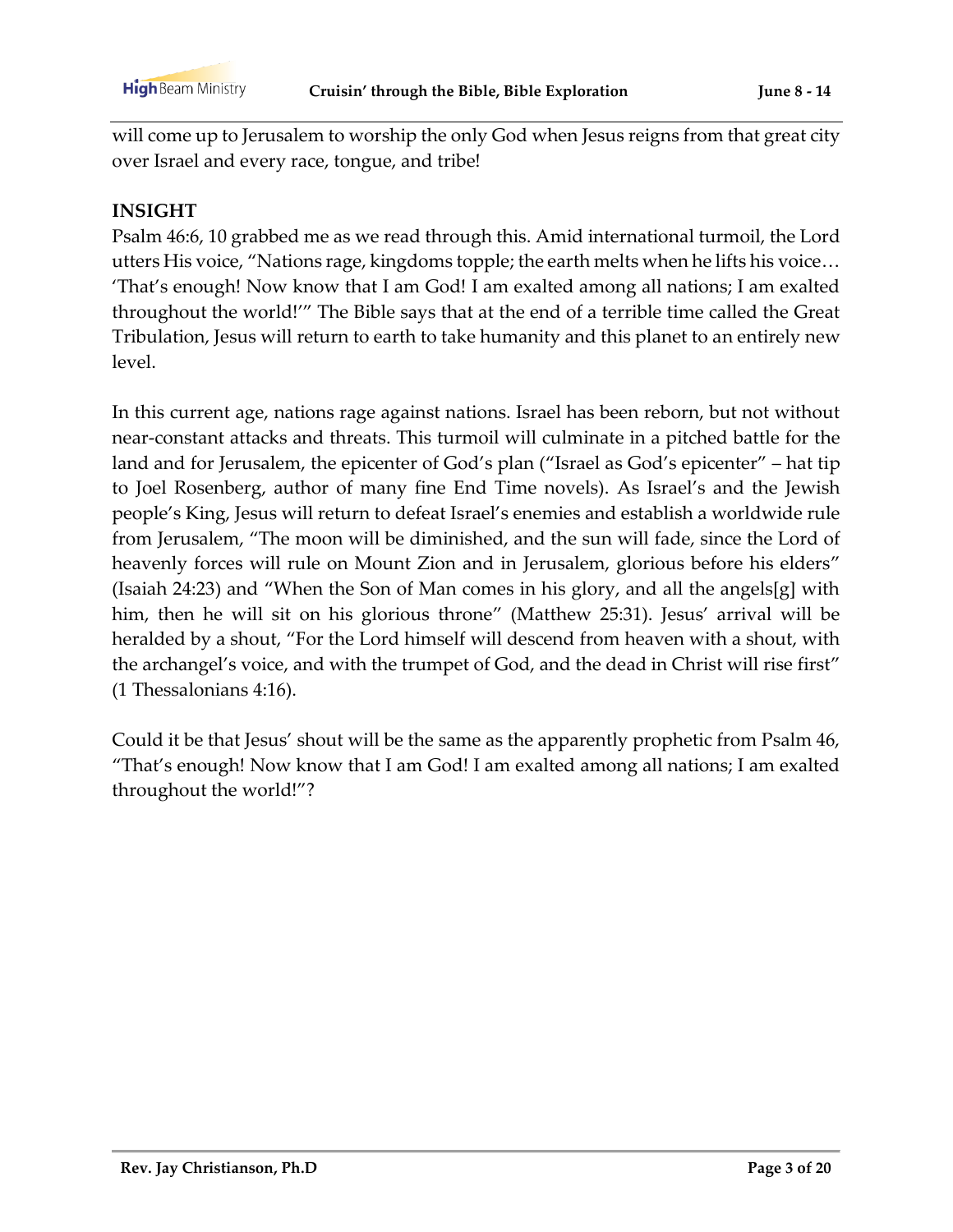will come up to Jerusalem to worship the only God when Jesus reigns from that great city over Israel and every race, tongue, and tribe!

**INSIGHT**

Psalm 46:6, 10 grabbed me as we read through this. Amid international turmoil, the Lord utters His voice, "Nations rage, kingdoms topple; the earth melts when he lifts his voice… 'That's enough! Now know that I am God! I am exalted among all nations; I am exalted throughout the world!'" The Bible says that at the end of a terrible time called the Great Tribulation, Jesus will return to earth to take humanity and this planet to an entirely new level.

In this current age, nations rage against nations. Israel has been reborn, but not without near-constant attacks and threats. This turmoil will culminate in a pitched battle for the land and for Jerusalem, the epicenter of God's plan ("Israel as God's epicenter" – hat tip to Joel Rosenberg, author of many fine End Time novels). As Israel's and the Jewish people's King, Jesus will return to defeat Israel's enemies and establish a worldwide rule from Jerusalem, "The moon will be diminished, and the sun will fade, since the Lord of heavenly forces will rule on Mount Zion and in Jerusalem, glorious before his elders" (Isaiah 24:23) and "When the Son of Man comes in his glory, and all the angels[g] with him, then he will sit on his glorious throne" (Matthew 25:31). Jesus' arrival will be heralded by a shout, "For the Lord himself will descend from heaven with a shout, with the archangel's voice, and with the trumpet of God, and the dead in Christ will rise first" (1 Thessalonians 4:16).

Could it be that Jesus' shout will be the same as the apparently prophetic from Psalm 46, "That's enough! Now know that I am God! I am exalted among all nations; I am exalted throughout the world!"?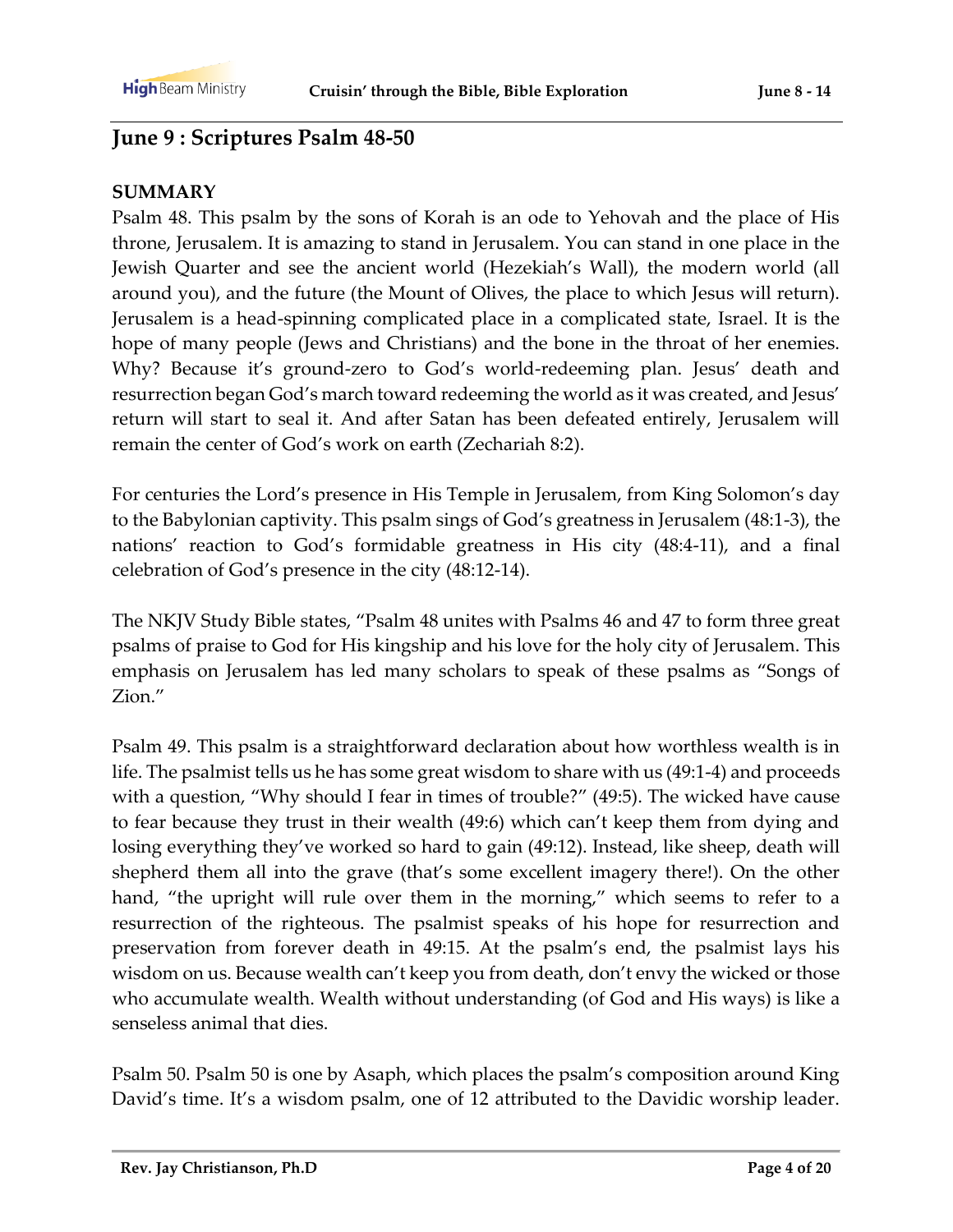## June 9 : Scriptures Psalm 48-50

**SUMMARY**

Psalm 48. This psalm by the sons of Korah is an ode to Yehovah and the place of His throne, Jerusalem. It is amazing to stand in Jerusalem. You can stand in one place in the Jewish Quarter and see the ancient world (Hezekiah's Wall), the modern world (all around you), and the future (the Mount of Olives, the place to which Jesus will return). Jerusalem is a head-spinning complicated place in a complicated state, Israel. It is the hope of many people (Jews and Christians) and the bone in the throat of her enemies. Why? Because it's ground-zero to God's world-redeeming plan. Jesus' death and resurrection began God's march toward redeeming the world as it was created, and Jesus' return will start to seal it. And after Satan has been defeated entirely, Jerusalem will remain the center of God's work on earth (Zechariah 8:2).

For centuries the Lord's presence in His Temple in Jerusalem, from King Solomon's day to the Babylonian captivity. This psalm sings of God's greatness in Jerusalem (48:1-3), the nations' reaction to God's formidable greatness in His city (48:4-11), and a final celebration of God's presence in the city (48:12-14).

The NKJV Study Bible states, "Psalm 48 unites with Psalms 46 and 47 to form three great psalms of praise to God for His kingship and his love for the holy city of Jerusalem. This emphasis on Jerusalem has led many scholars to speak of these psalms as "Songs of Zion."

Psalm 49. This psalm is a straightforward declaration about how worthless wealth is in life. The psalmist tells us he has some great wisdom to share with us (49:1-4) and proceeds with a question, "Why should I fear in times of trouble?" (49:5). The wicked have cause to fear because they trust in their wealth (49:6) which can't keep them from dying and losing everything they've worked so hard to gain (49:12). Instead, like sheep, death will shepherd them all into the grave (that's some excellent imagery there!). On the other hand, "the upright will rule over them in the morning," which seems to refer to a resurrection of the righteous. The psalmist speaks of his hope for resurrection and preservation from forever death in 49:15. At the psalm's end, the psalmist lays his wisdom on us. Because wealth can't keep you from death, don't envy the wicked or those who accumulate wealth. Wealth without understanding (of God and His ways) is like a senseless animal that dies.

Psalm 50. Psalm 50 is one by Asaph, which places the psalm's composition around King David's time. It's a wisdom psalm, one of 12 attributed to the Davidic worship leader.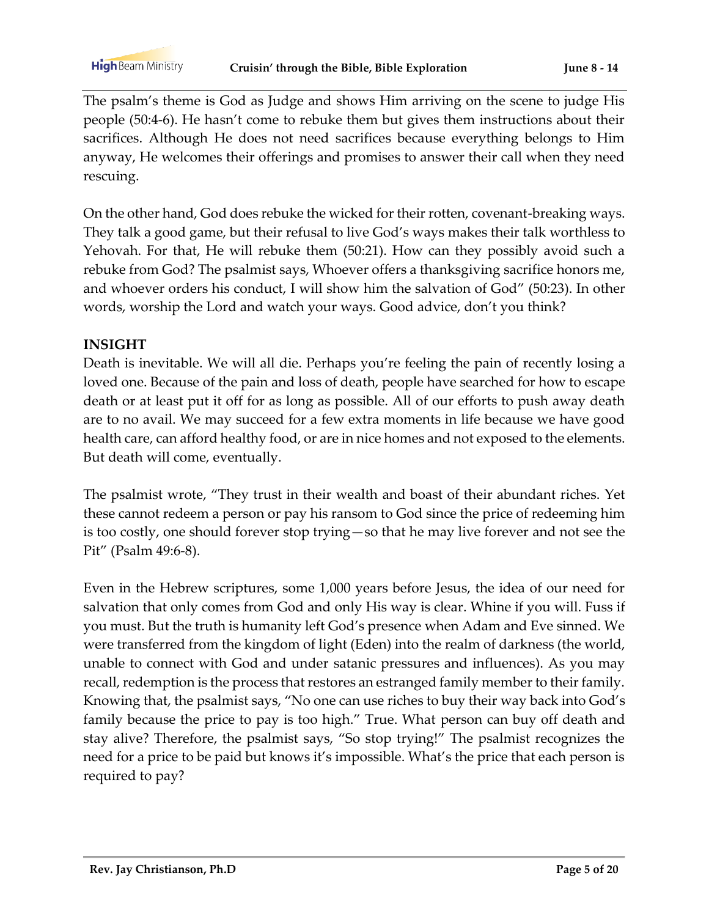The psalm's theme is God as Judge and shows Him arriving on the scene to judge His people (50:4-6). He hasn't come to rebuke them but gives them instructions about their sacrifices. Although He does not need sacrifices because everything belongs to Him anyway, He welcomes their offerings and promises to answer their call when they need rescuing.

On the other hand, God does rebuke the wicked for their rotten, covenant-breaking ways. They talk a good game, but their refusal to live God's ways makes their talk worthless to Yehovah. For that, He will rebuke them (50:21). How can they possibly avoid such a rebuke from God? The psalmist says, Whoever offers a thanksgiving sacrifice honors me, and whoever orders his conduct, I will show him the salvation of God" (50:23). In other words, worship the Lord and watch your ways. Good advice, don't you think?

**INSIGHT**

Death is inevitable. We will all die. Perhaps you're feeling the pain of recently losing a loved one. Because of the pain and loss of death, people have searched for how to escape death or at least put it off for as long as possible. All of our efforts to push away death are to no avail. We may succeed for a few extra moments in life because we have good health care, can afford healthy food, or are in nice homes and not exposed to the elements. But death will come, eventually.

The psalmist wrote, "They trust in their wealth and boast of their abundant riches. Yet these cannot redeem a person or pay his ransom to God since the price of redeeming him is too costly, one should forever stop trying—so that he may live forever and not see the Pit" (Psalm 49:6-8).

Even in the Hebrew scriptures, some 1,000 years before Jesus, the idea of our need for salvation that only comes from God and only His way is clear. Whine if you will. Fuss if you must. But the truth is humanity left God's presence when Adam and Eve sinned. We were transferred from the kingdom of light (Eden) into the realm of darkness (the world, unable to connect with God and under satanic pressures and influences). As you may recall, redemption is the process that restores an estranged family member to their family. Knowing that, the psalmist says, "No one can use riches to buy their way back into God's family because the price to pay is too high." True. What person can buy off death and stay alive? Therefore, the psalmist says, "So stop trying!" The psalmist recognizes the need for a price to be paid but knows it's impossible. What's the price that each person is required to pay?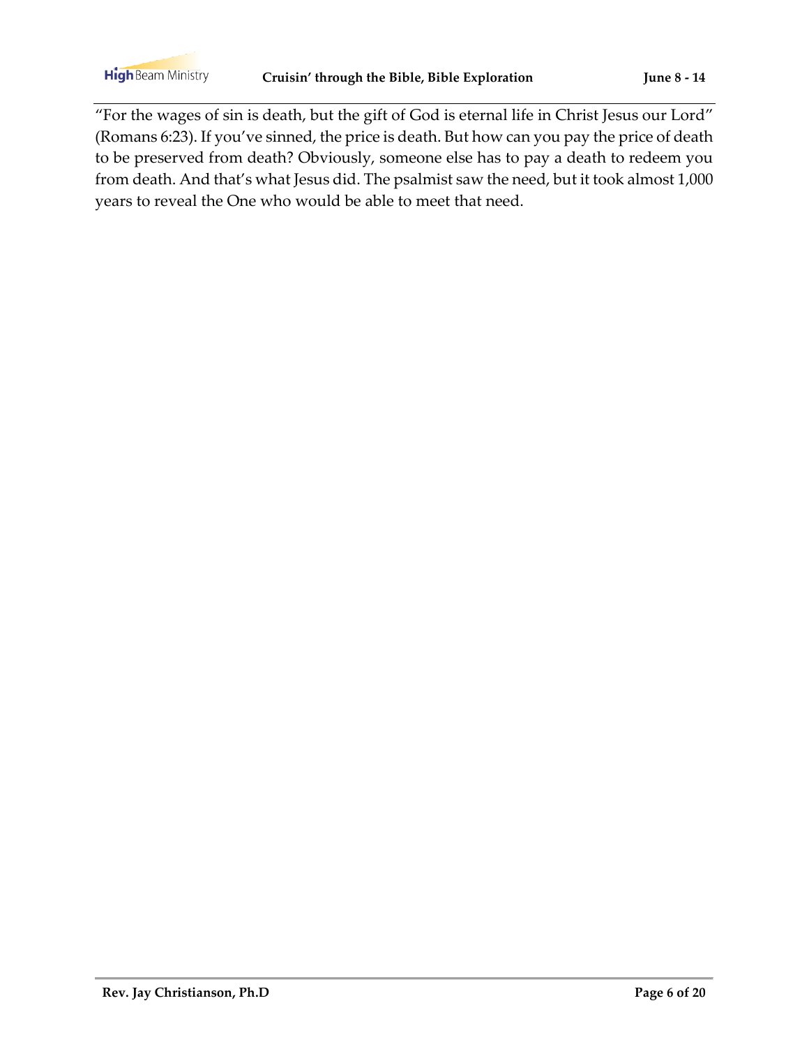"For the wages of sin is death, but the gift of God is eternal life in Christ Jesus our Lord" (Romans 6:23). If you've sinned, the price is death. But how can you pay the price of death to be preserved from death? Obviously, someone else has to pay a death to redeem you from death. And that's what Jesus did. The psalmist saw the need, but it took almost 1,000 years to reveal the One who would be able to meet that need.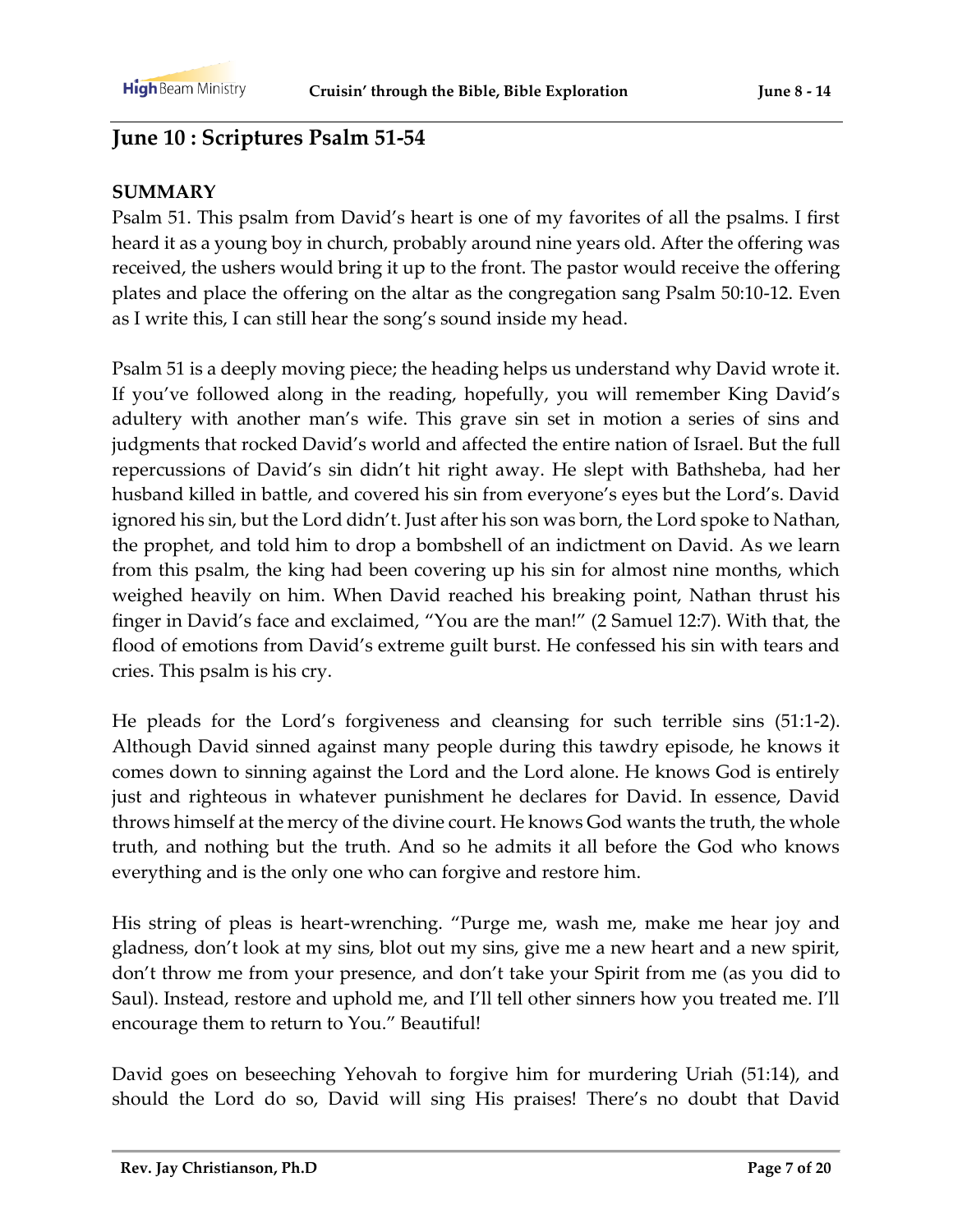## June 10 : Scriptures Psalm 51-54

**SUMMARY**

Psalm 51. This psalm from David's heart is one of my favorites of all the psalms. I first heard it as a young boy in church, probably around nine years old. After the offering was received, the ushers would bring it up to the front. The pastor would receive the offering plates and place the offering on the altar as the congregation sang Psalm 50:10-12. Even as I write this, I can still hear the song's sound inside my head.

Psalm 51 is a deeply moving piece; the heading helps us understand why David wrote it. If you've followed along in the reading, hopefully, you will remember King David's adultery with another man's wife. This grave sin set in motion a series of sins and judgments that rocked David's world and affected the entire nation of Israel. But the full repercussions of David's sin didn't hit right away. He slept with Bathsheba, had her husband killed in battle, and covered his sin from everyone's eyes but the Lord's. David ignored his sin, but the Lord didn't. Just after his son was born, the Lord spoke to Nathan, the prophet, and told him to drop a bombshell of an indictment on David. As we learn from this psalm, the king had been covering up his sin for almost nine months, which weighed heavily on him. When David reached his breaking point, Nathan thrust his finger in David's face and exclaimed, "You are the man!" (2 Samuel 12:7). With that, the flood of emotions from David's extreme guilt burst. He confessed his sin with tears and cries. This psalm is his cry.

He pleads for the Lord's forgiveness and cleansing for such terrible sins (51:1-2). Although David sinned against many people during this tawdry episode, he knows it comes down to sinning against the Lord and the Lord alone. He knows God is entirely just and righteous in whatever punishment he declares for David. In essence, David throws himself at the mercy of the divine court. He knows God wants the truth, the whole truth, and nothing but the truth. And so he admits it all before the God who knows everything and is the only one who can forgive and restore him.

His string of pleas is heart-wrenching. "Purge me, wash me, make me hear joy and gladness, don't look at my sins, blot out my sins, give me a new heart and a new spirit, don't throw me from your presence, and don't take your Spirit from me (as you did to Saul). Instead, restore and uphold me, and I'll tell other sinners how you treated me. I'll encourage them to return to You." Beautiful!

David goes on beseeching Yehovah to forgive him for murdering Uriah (51:14), and should the Lord do so, David will sing His praises! There's no doubt that David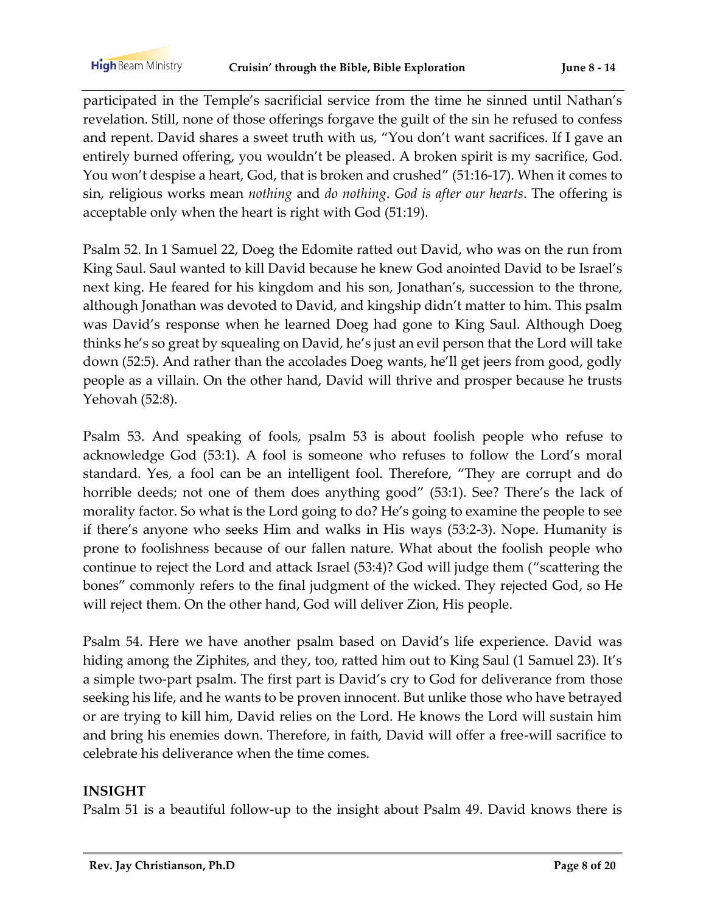participated in the Temple's sacrificial service from the time he sinned until Nathan's revelation. Still, none of those offerings forgave the guilt of the sin he refused to confess and repent. David shares a sweet truth with us, "You don't want sacrifices. If I gave an entirely burned offering, you wouldn't be pleased. A broken spirit is my sacrifice, God. You won't despise a heart, God, that is broken and crushed" (51:16-17). When it comes to sin, religious works mean *nothing* and *do nothing*. *God is after our hearts*. The offering is acceptable only when the heart is right with God (51:19).

Psalm 52. In 1 Samuel 22, Doeg the Edomite ratted out David, who was on the run from King Saul. Saul wanted to kill David because he knew God anointed David to be Israel's next king. He feared for his kingdom and his son, Jonathan's, succession to the throne, although Jonathan was devoted to David, and kingship didn't matter to him. This psalm was David's response when he learned Doeg had gone to King Saul. Although Doeg thinks he's so great by squealing on David, he's just an evil person that the Lord will take down (52:5). And rather than the accolades Doeg wants, he'll get jeers from good, godly people as a villain. On the other hand, David will thrive and prosper because he trusts Yehovah (52:8).

Psalm 53. And speaking of fools, psalm 53 is about foolish people who refuse to acknowledge God (53:1). A fool is someone who refuses to follow the Lord's moral standard. Yes, a fool can be an intelligent fool. Therefore, "They are corrupt and do horrible deeds; not one of them does anything good" (53:1). See? There's the lack of morality factor. So what is the Lord going to do? He's going to examine the people to see if there's anyone who seeks Him and walks in His ways (53:2-3). Nope. Humanity is prone to foolishness because of our fallen nature. What about the foolish people who continue to reject the Lord and attack Israel (53:4)? God will judge them ("scattering the bones" commonly refers to the final judgment of the wicked. They rejected God, so He will reject them. On the other hand, God will deliver Zion, His people.

Psalm 54. Here we have another psalm based on David's life experience. David was hiding among the Ziphites, and they, too, ratted him out to King Saul (1 Samuel 23). It's a simple two-part psalm. The first part is David's cry to God for deliverance from those seeking his life, and he wants to be proven innocent. But unlike those who have betrayed or are trying to kill him, David relies on the Lord. He knows the Lord will sustain him and bring his enemies down. Therefore, in faith, David will offer a free-will sacrifice to celebrate his deliverance when the time comes.

**INSIGHT**

Psalm 51 is a beautiful follow-up to the insight about Psalm 49. David knows there is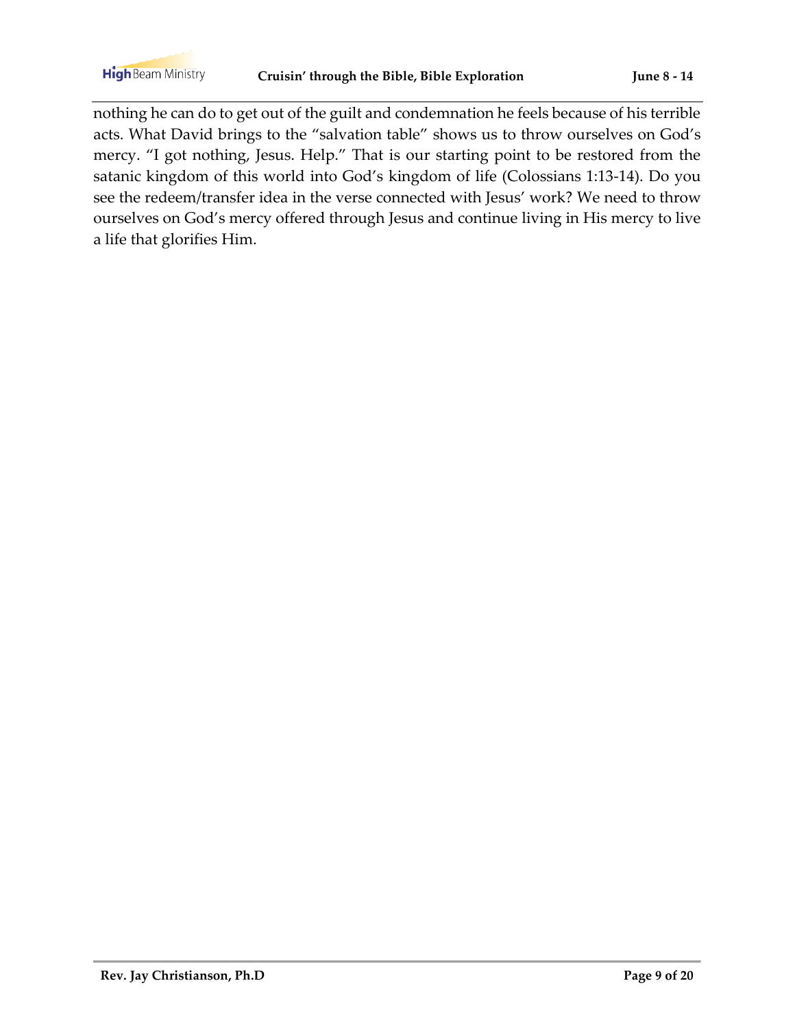nothing he can do to get out of the guilt and condemnation he feels because of his terrible acts. What David brings to the "salvation table" shows us to throw ourselves on God's mercy. "I got nothing, Jesus. Help." That is our starting point to be restored from the satanic kingdom of this world into God's kingdom of life (Colossians 1:13-14). Do you see the redeem/transfer idea in the verse connected with Jesus' work? We need to throw ourselves on God's mercy offered through Jesus and continue living in His mercy to live a life that glorifies Him.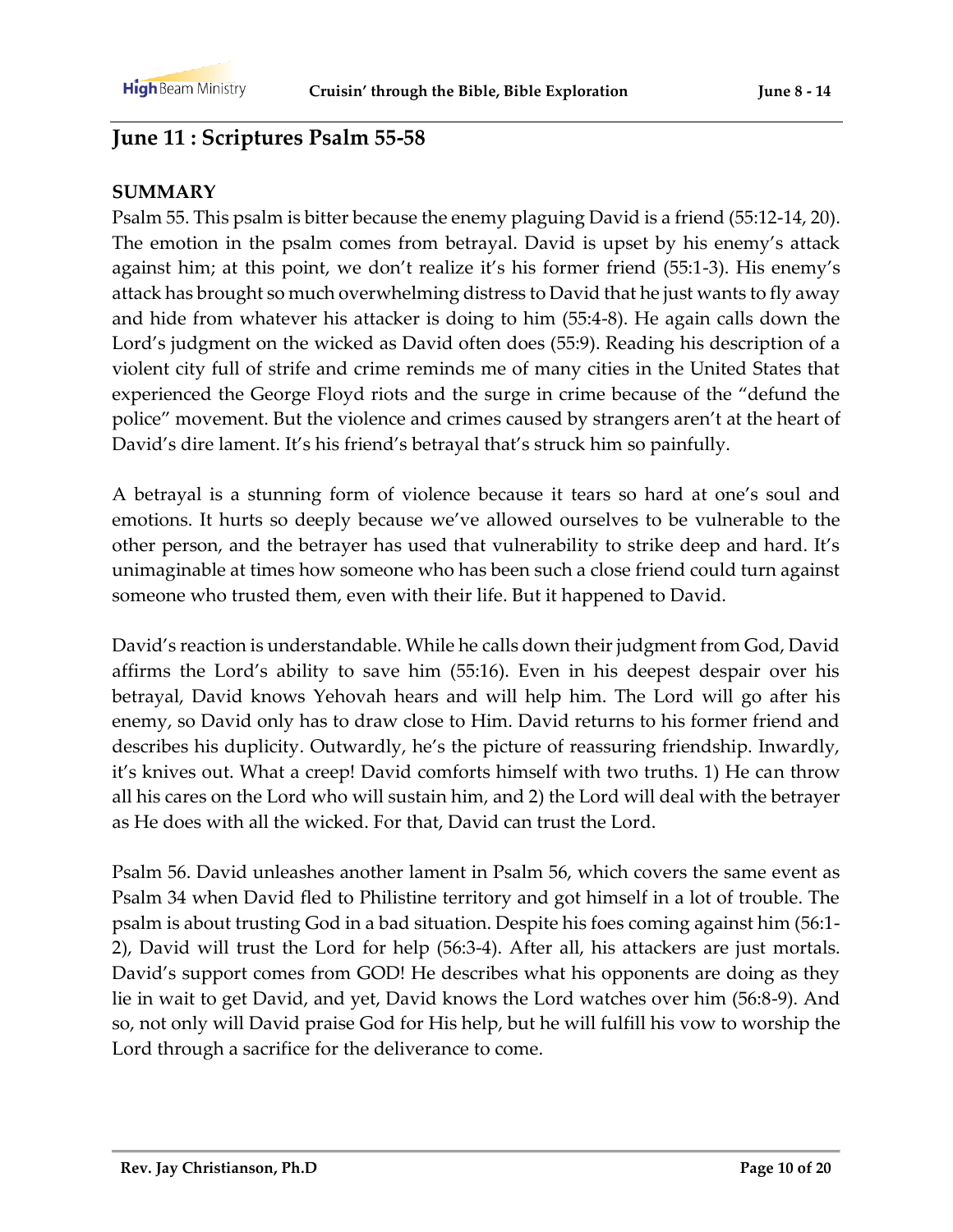## June 11 : Scriptures Psalm 55-58

**SUMMARY**

Psalm 55. This psalm is bitter because the enemy plaguing David is a friend (55:12-14, 20). The emotion in the psalm comes from betrayal. David is upset by his enemy's attack against him; at this point, we don't realize it's his former friend (55:1-3). His enemy's attack has brought so much overwhelming distress to David that he just wants to fly away and hide from whatever his attacker is doing to him (55:4-8). He again calls down the Lord's judgment on the wicked as David often does (55:9). Reading his description of a violent city full of strife and crime reminds me of many cities in the United States that experienced the George Floyd riots and the surge in crime because of the "defund the police" movement. But the violence and crimes caused by strangers aren't at the heart of David's dire lament. It's his friend's betrayal that's struck him so painfully.

A betrayal is a stunning form of violence because it tears so hard at one's soul and emotions. It hurts so deeply because we've allowed ourselves to be vulnerable to the other person, and the betrayer has used that vulnerability to strike deep and hard. It's unimaginable at times how someone who has been such a close friend could turn against someone who trusted them, even with their life. But it happened to David.

David's reaction is understandable. While he calls down their judgment from God, David affirms the Lord's ability to save him (55:16). Even in his deepest despair over his betrayal, David knows Yehovah hears and will help him. The Lord will go after his enemy, so David only has to draw close to Him. David returns to his former friend and describes his duplicity. Outwardly, he's the picture of reassuring friendship. Inwardly, it's knives out. What a creep! David comforts himself with two truths. 1) He can throw all his cares on the Lord who will sustain him, and 2) the Lord will deal with the betrayer as He does with all the wicked. For that, David can trust the Lord.

Psalm 56. David unleashes another lament in Psalm 56, which covers the same event as Psalm 34 when David fled to Philistine territory and got himself in a lot of trouble. The psalm is about trusting God in a bad situation. Despite his foes coming against him (56:1-2), David will trust the Lord for help (56:3-4). After all, his attackers are just mortals. David's support comes from GOD! He describes what his opponents are doing as they lie in wait to get David, and yet, David knows the Lord watches over him (56:8-9). And so, not only will David praise God for His help, but he will fulfill his vow to worship the Lord through a sacrifice for the deliverance to come.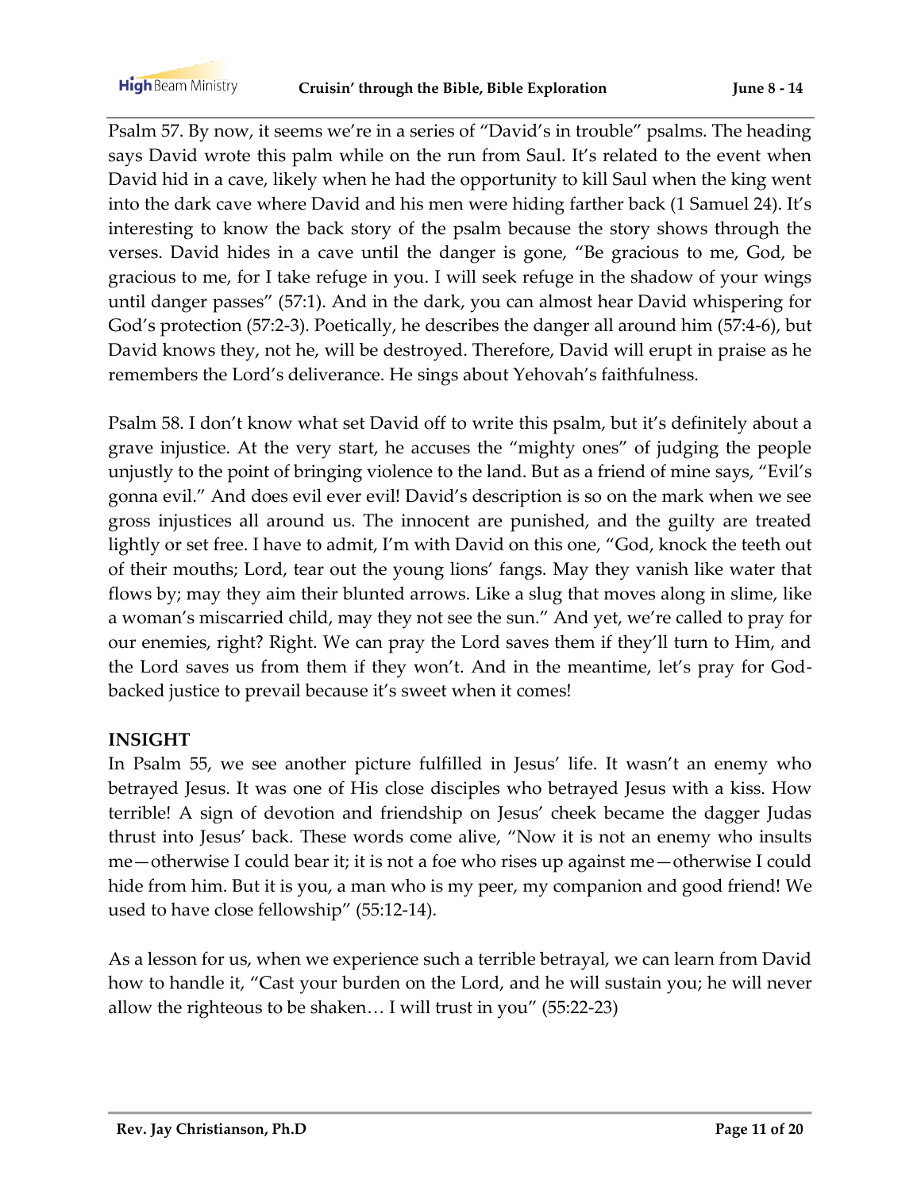Psalm 57. By now, it seems we're in a series of "David's in trouble" psalms. The heading says David wrote this palm while on the run from Saul. It's related to the event when David hid in a cave, likely when he had the opportunity to kill Saul when the king went into the dark cave where David and his men were hiding farther back (1 Samuel 24). It's interesting to know the back story of the psalm because the story shows through the verses. David hides in a cave until the danger is gone, "Be gracious to me, God, be gracious to me, for I take refuge in you. I will seek refuge in the shadow of your wings until danger passes" (57:1). And in the dark, you can almost hear David whispering for God's protection (57:2-3). Poetically, he describes the danger all around him (57:4-6), but David knows they, not he, will be destroyed. Therefore, David will erupt in praise as he remembers the Lord's deliverance. He sings about Yehovah's faithfulness.

Psalm 58. I don't know what set David off to write this psalm, but it's definitely about a grave injustice. At the very start, he accuses the "mighty ones" of judging the people unjustly to the point of bringing violence to the land. But as a friend of mine says, "Evil's gonna evil." And does evil ever evil! David's description is so on the mark when we see gross injustices all around us. The innocent are punished, and the guilty are treated lightly or set free. I have to admit, I'm with David on this one, "God, knock the teeth out of their mouths; Lord, tear out the young lions' fangs. May they vanish like water that flows by; may they aim their blunted arrows. Like a slug that moves along in slime, like a woman's miscarried child, may they not see the sun." And yet, we're called to pray for our enemies, right? Right. We can pray the Lord saves them if they'll turn to Him, and the Lord saves us from them if they won't. And in the meantime, let's pray for God-backed justice to prevail because it's sweet when it comes!

**INSIGHT**

In Psalm 55, we see another picture fulfilled in Jesus' life. It wasn't an enemy who betrayed Jesus. It was one of His close disciples who betrayed Jesus with a kiss. How terrible! A sign of devotion and friendship on Jesus' cheek became the dagger Judas thrust into Jesus' back. These words come alive, "Now it is not an enemy who insults me—otherwise I could bear it; it is not a foe who rises up against me—otherwise I could hide from him. But it is you, a man who is my peer, my companion and good friend! We used to have close fellowship" (55:12-14).

As a lesson for us, when we experience such a terrible betrayal, we can learn from David how to handle it, "Cast your burden on the Lord, and he will sustain you; he will never allow the righteous to be shaken… I will trust in you" (55:22-23)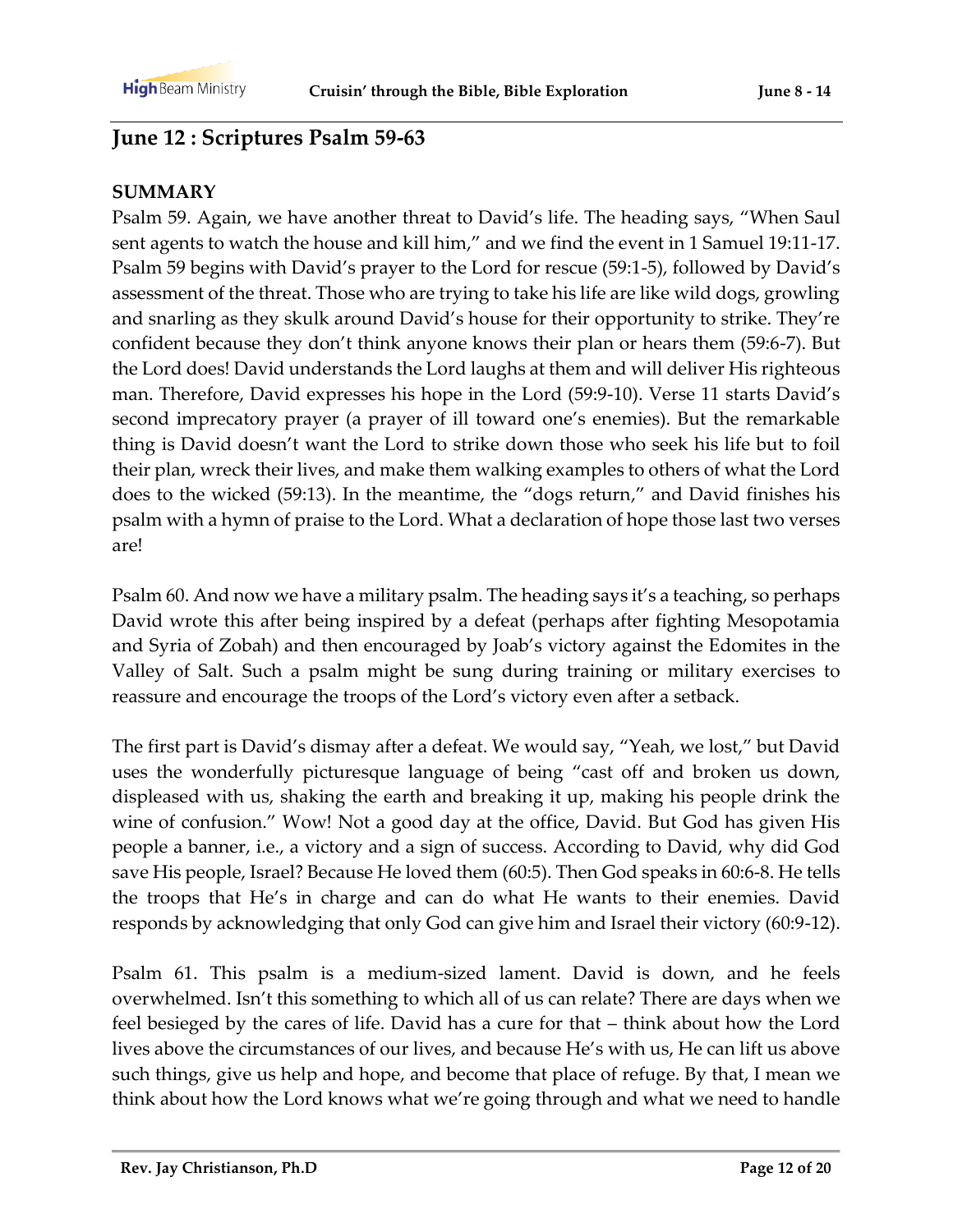## June 12 : Scriptures Psalm 59-63

**SUMMARY**

Psalm 59. Again, we have another threat to David's life. The heading says, "When Saul sent agents to watch the house and kill him," and we find the event in 1 Samuel 19:11-17. Psalm 59 begins with David's prayer to the Lord for rescue (59:1-5), followed by David's assessment of the threat. Those who are trying to take his life are like wild dogs, growling and snarling as they skulk around David's house for their opportunity to strike. They're confident because they don't think anyone knows their plan or hears them (59:6-7). But the Lord does! David understands the Lord laughs at them and will deliver His righteous man. Therefore, David expresses his hope in the Lord (59:9-10). Verse 11 starts David's second imprecatory prayer (a prayer of ill toward one's enemies). But the remarkable thing is David doesn't want the Lord to strike down those who seek his life but to foil their plan, wreck their lives, and make them walking examples to others of what the Lord does to the wicked (59:13). In the meantime, the "dogs return," and David finishes his psalm with a hymn of praise to the Lord. What a declaration of hope those last two verses are!

Psalm 60. And now we have a military psalm. The heading says it's a teaching, so perhaps David wrote this after being inspired by a defeat (perhaps after fighting Mesopotamia and Syria of Zobah) and then encouraged by Joab's victory against the Edomites in the Valley of Salt. Such a psalm might be sung during training or military exercises to reassure and encourage the troops of the Lord's victory even after a setback.

The first part is David's dismay after a defeat. We would say, "Yeah, we lost," but David uses the wonderfully picturesque language of being "cast off and broken us down, displeased with us, shaking the earth and breaking it up, making his people drink the wine of confusion." Wow! Not a good day at the office, David. But God has given His people a banner, i.e., a victory and a sign of success. According to David, why did God save His people, Israel? Because He loved them (60:5). Then God speaks in 60:6-8. He tells the troops that He's in charge and can do what He wants to their enemies. David responds by acknowledging that only God can give him and Israel their victory (60:9-12).

Psalm 61. This psalm is a medium-sized lament. David is down, and he feels overwhelmed. Isn't this something to which all of us can relate? There are days when we feel besieged by the cares of life. David has a cure for that – think about how the Lord lives above the circumstances of our lives, and because He's with us, He can lift us above such things, give us help and hope, and become that place of refuge. By that, I mean we think about how the Lord knows what we're going through and what we need to handle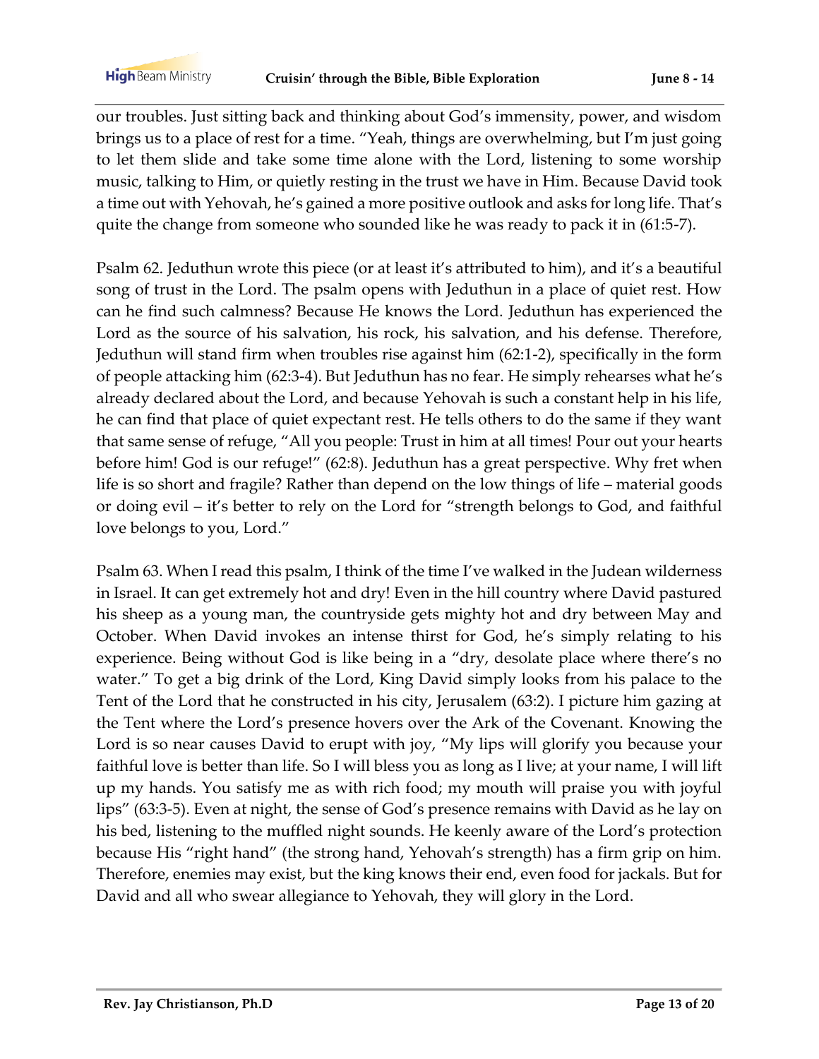our troubles. Just sitting back and thinking about God's immensity, power, and wisdom brings us to a place of rest for a time. "Yeah, things are overwhelming, but I'm just going to let them slide and take some time alone with the Lord, listening to some worship music, talking to Him, or quietly resting in the trust we have in Him. Because David took a time out with Yehovah, he's gained a more positive outlook and asks for long life. That's quite the change from someone who sounded like he was ready to pack it in (61:5-7).

Psalm 62. Jeduthun wrote this piece (or at least it's attributed to him), and it's a beautiful song of trust in the Lord. The psalm opens with Jeduthun in a place of quiet rest. How can he find such calmness? Because He knows the Lord. Jeduthun has experienced the Lord as the source of his salvation, his rock, his salvation, and his defense. Therefore, Jeduthun will stand firm when troubles rise against him (62:1-2), specifically in the form of people attacking him (62:3-4). But Jeduthun has no fear. He simply rehearses what he's already declared about the Lord, and because Yehovah is such a constant help in his life, he can find that place of quiet expectant rest. He tells others to do the same if they want that same sense of refuge, "All you people: Trust in him at all times! Pour out your hearts before him! God is our refuge!" (62:8). Jeduthun has a great perspective. Why fret when life is so short and fragile? Rather than depend on the low things of life – material goods or doing evil – it's better to rely on the Lord for "strength belongs to God, and faithful love belongs to you, Lord."

Psalm 63. When I read this psalm, I think of the time I've walked in the Judean wilderness in Israel. It can get extremely hot and dry! Even in the hill country where David pastured his sheep as a young man, the countryside gets mighty hot and dry between May and October. When David invokes an intense thirst for God, he's simply relating to his experience. Being without God is like being in a "dry, desolate place where there's no water." To get a big drink of the Lord, King David simply looks from his palace to the Tent of the Lord that he constructed in his city, Jerusalem (63:2). I picture him gazing at the Tent where the Lord's presence hovers over the Ark of the Covenant. Knowing the Lord is so near causes David to erupt with joy, "My lips will glorify you because your faithful love is better than life. So I will bless you as long as I live; at your name, I will lift up my hands. You satisfy me as with rich food; my mouth will praise you with joyful lips" (63:3-5). Even at night, the sense of God's presence remains with David as he lay on his bed, listening to the muffled night sounds. He keenly aware of the Lord's protection because His "right hand" (the strong hand, Yehovah's strength) has a firm grip on him. Therefore, enemies may exist, but the king knows their end, even food for jackals. But for David and all who swear allegiance to Yehovah, they will glory in the Lord.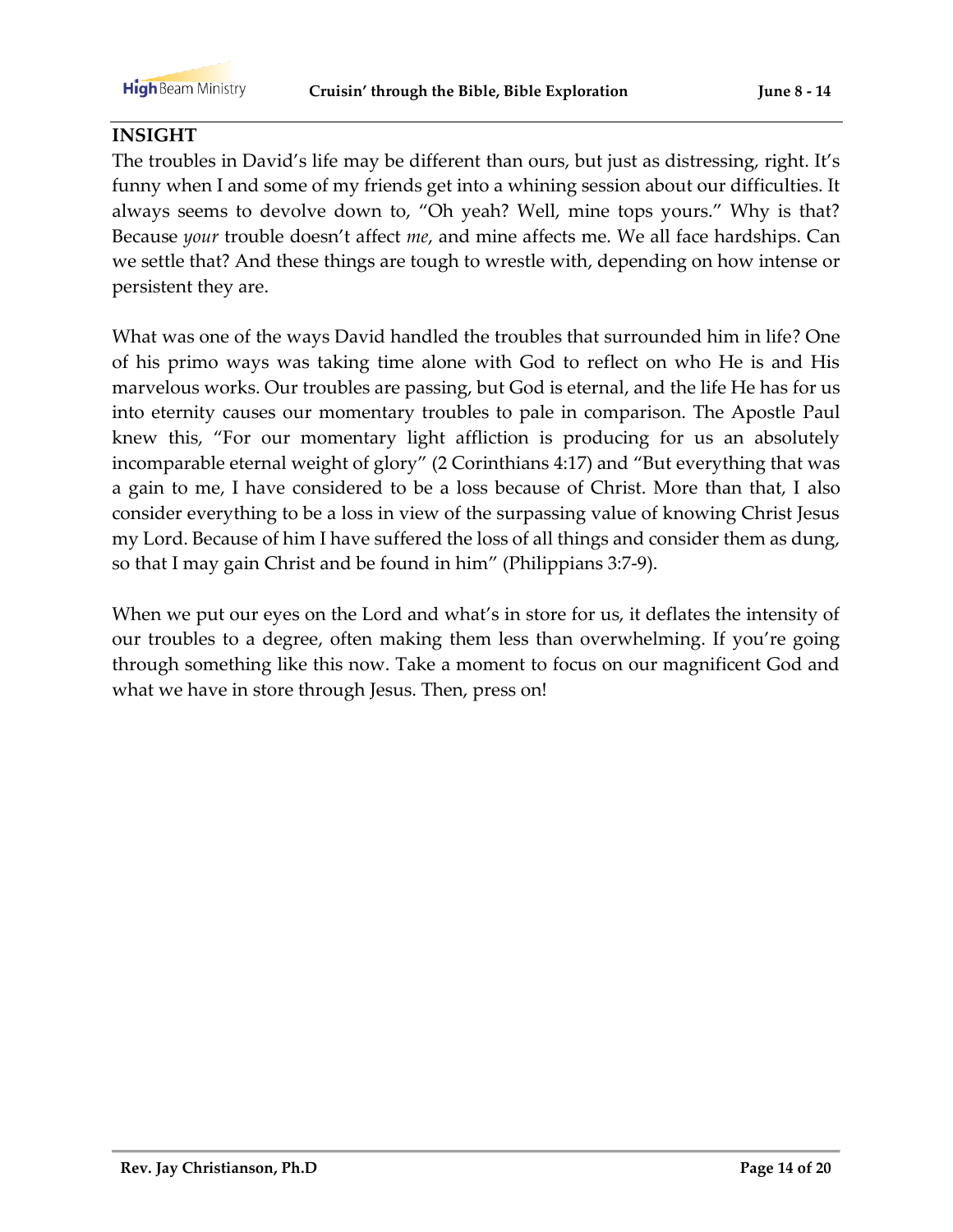## INSIGHT

The troubles in David's life may be different than ours, but just as distressing, right. It's funny when I and some of my friends get into a whining session about our difficulties. It always seems to devolve down to, "Oh yeah? Well, mine tops yours." Why is that? Because *your* trouble doesn't affect *me*, and mine affects me. We all face hardships. Can we settle that? And these things are tough to wrestle with, depending on how intense or persistent they are.

What was one of the ways David handled the troubles that surrounded him in life? One of his primo ways was taking time alone with God to reflect on who He is and His marvelous works. Our troubles are passing, but God is eternal, and the life He has for us into eternity causes our momentary troubles to pale in comparison. The Apostle Paul knew this, "For our momentary light affliction is producing for us an absolutely incomparable eternal weight of glory" (2 Corinthians 4:17) and "But everything that was a gain to me, I have considered to be a loss because of Christ. More than that, I also consider everything to be a loss in view of the surpassing value of knowing Christ Jesus my Lord. Because of him I have suffered the loss of all things and consider them as dung, so that I may gain Christ and be found in him" (Philippians 3:7-9).

When we put our eyes on the Lord and what's in store for us, it deflates the intensity of our troubles to a degree, often making them less than overwhelming. If you're going through something like this now. Take a moment to focus on our magnificent God and what we have in store through Jesus. Then, press on!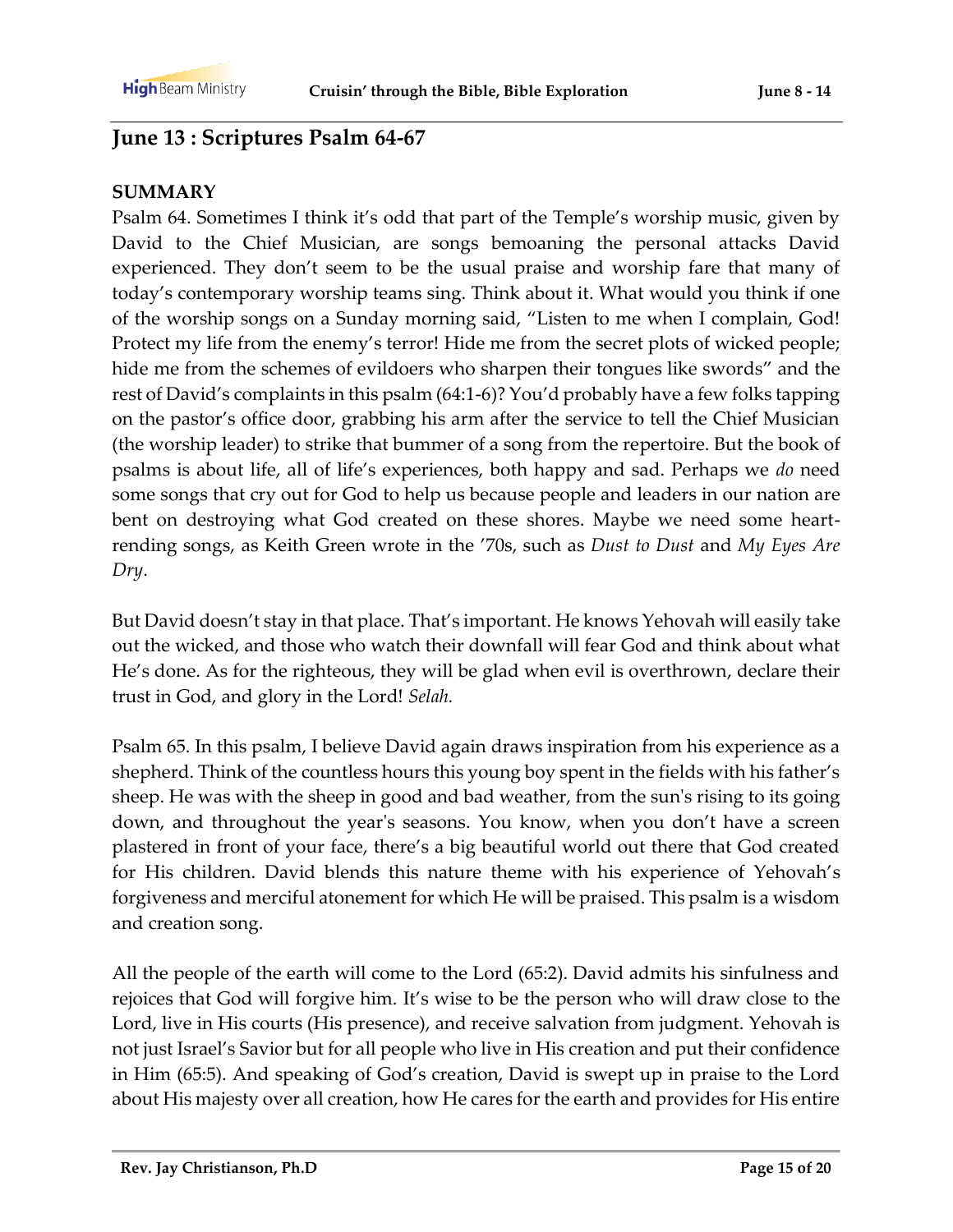## June 13 : Scriptures Psalm 64-67

**SUMMARY**

Psalm 64. Sometimes I think it's odd that part of the Temple's worship music, given by David to the Chief Musician, are songs bemoaning the personal attacks David experienced. They don't seem to be the usual praise and worship fare that many of today's contemporary worship teams sing. Think about it. What would you think if one of the worship songs on a Sunday morning said, "Listen to me when I complain, God! Protect my life from the enemy's terror! Hide me from the secret plots of wicked people; hide me from the schemes of evildoers who sharpen their tongues like swords" and the rest of David's complaints in this psalm (64:1-6)? You'd probably have a few folks tapping on the pastor's office door, grabbing his arm after the service to tell the Chief Musician (the worship leader) to strike that bummer of a song from the repertoire. But the book of psalms is about life, all of life's experiences, both happy and sad. Perhaps we *do* need some songs that cry out for God to help us because people and leaders in our nation are bent on destroying what God created on these shores. Maybe we need some heart-rending songs, as Keith Green wrote in the '70s, such as *Dust to Dust* and *My Eyes Are Dry*.

But David doesn't stay in that place. That's important. He knows Yehovah will easily take out the wicked, and those who watch their downfall will fear God and think about what He's done. As for the righteous, they will be glad when evil is overthrown, declare their trust in God, and glory in the Lord! *Selah.*

Psalm 65. In this psalm, I believe David again draws inspiration from his experience as a shepherd. Think of the countless hours this young boy spent in the fields with his father's sheep. He was with the sheep in good and bad weather, from the sun's rising to its going down, and throughout the year's seasons. You know, when you don't have a screen plastered in front of your face, there's a big beautiful world out there that God created for His children. David blends this nature theme with his experience of Yehovah's forgiveness and merciful atonement for which He will be praised. This psalm is a wisdom and creation song.

All the people of the earth will come to the Lord (65:2). David admits his sinfulness and rejoices that God will forgive him. It's wise to be the person who will draw close to the Lord, live in His courts (His presence), and receive salvation from judgment. Yehovah is not just Israel's Savior but for all people who live in His creation and put their confidence in Him (65:5). And speaking of God's creation, David is swept up in praise to the Lord about His majesty over all creation, how He cares for the earth and provides for His entire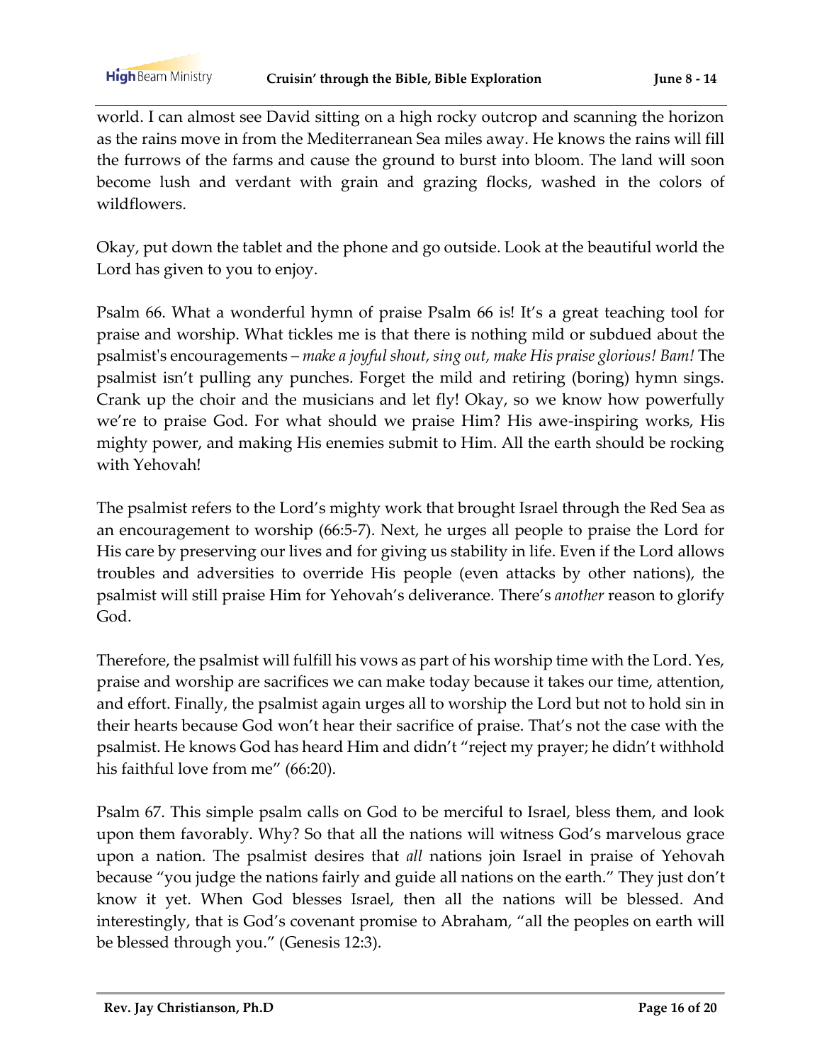world. I can almost see David sitting on a high rocky outcrop and scanning the horizon as the rains move in from the Mediterranean Sea miles away. He knows the rains will fill the furrows of the farms and cause the ground to burst into bloom. The land will soon become lush and verdant with grain and grazing flocks, washed in the colors of wildflowers.

Okay, put down the tablet and the phone and go outside. Look at the beautiful world the Lord has given to you to enjoy.

Psalm 66. What a wonderful hymn of praise Psalm 66 is! It's a great teaching tool for praise and worship. What tickles me is that there is nothing mild or subdued about the psalmist's encouragements – *make a joyful shout, sing out, make His praise glorious! Bam!* The psalmist isn't pulling any punches. Forget the mild and retiring (boring) hymn sings. Crank up the choir and the musicians and let fly! Okay, so we know how powerfully we're to praise God. For what should we praise Him? His awe-inspiring works, His mighty power, and making His enemies submit to Him. All the earth should be rocking with Yehovah!

The psalmist refers to the Lord's mighty work that brought Israel through the Red Sea as an encouragement to worship (66:5-7). Next, he urges all people to praise the Lord for His care by preserving our lives and for giving us stability in life. Even if the Lord allows troubles and adversities to override His people (even attacks by other nations), the psalmist will still praise Him for Yehovah's deliverance. There's *another* reason to glorify God.

Therefore, the psalmist will fulfill his vows as part of his worship time with the Lord. Yes, praise and worship are sacrifices we can make today because it takes our time, attention, and effort. Finally, the psalmist again urges all to worship the Lord but not to hold sin in their hearts because God won't hear their sacrifice of praise. That's not the case with the psalmist. He knows God has heard Him and didn't "reject my prayer; he didn't withhold his faithful love from me" (66:20).

Psalm 67. This simple psalm calls on God to be merciful to Israel, bless them, and look upon them favorably. Why? So that all the nations will witness God's marvelous grace upon a nation. The psalmist desires that *all* nations join Israel in praise of Yehovah because "you judge the nations fairly and guide all nations on the earth." They just don't know it yet. When God blesses Israel, then all the nations will be blessed. And interestingly, that is God's covenant promise to Abraham, "all the peoples on earth will be blessed through you." (Genesis 12:3).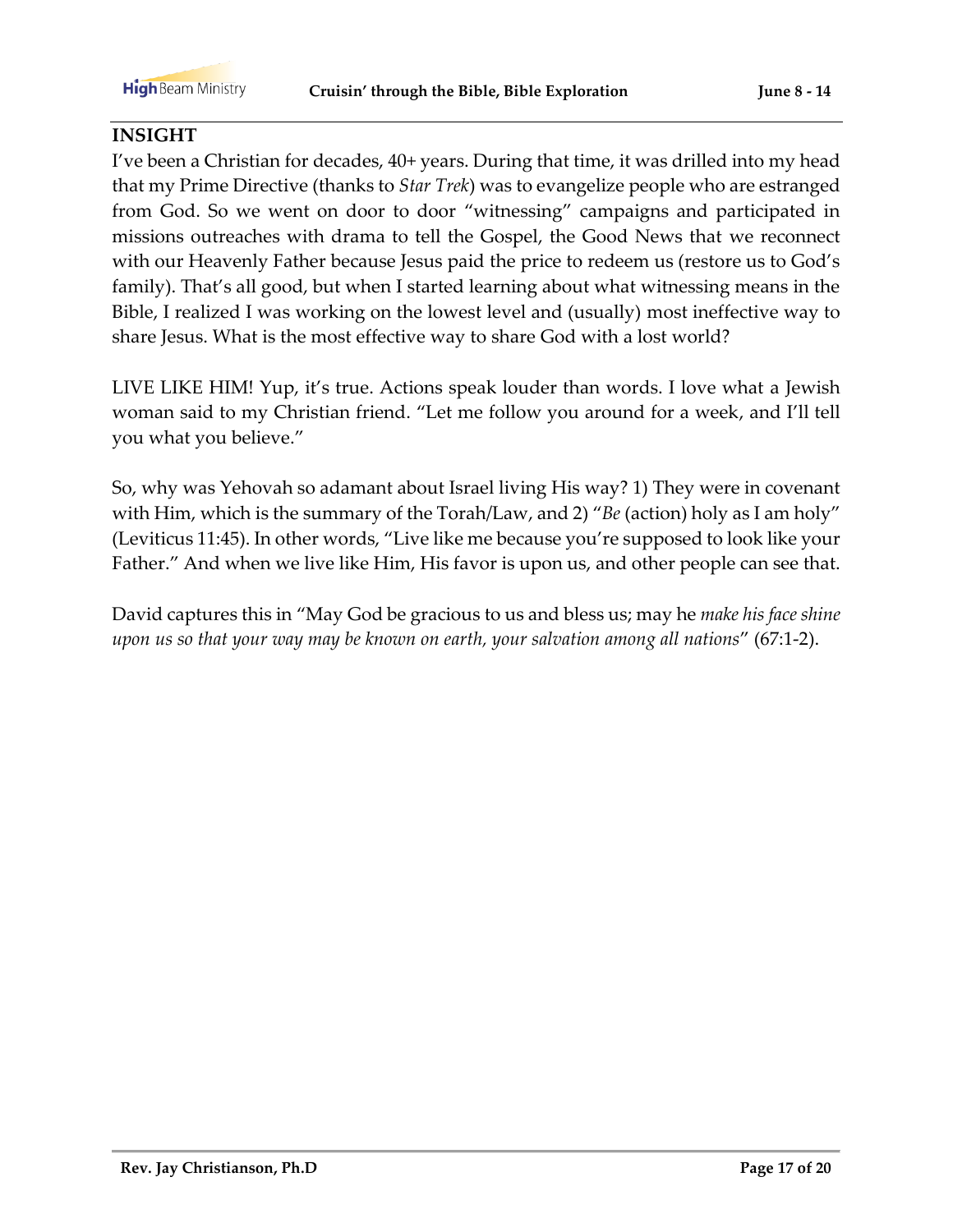**INSIGHT**

I've been a Christian for decades, 40+ years. During that time, it was drilled into my head that my Prime Directive (thanks to *Star Trek*) was to evangelize people who are estranged from God. So we went on door to door "witnessing" campaigns and participated in missions outreaches with drama to tell the Gospel, the Good News that we reconnect with our Heavenly Father because Jesus paid the price to redeem us (restore us to God's family). That's all good, but when I started learning about what witnessing means in the Bible, I realized I was working on the lowest level and (usually) most ineffective way to share Jesus. What is the most effective way to share God with a lost world?

LIVE LIKE HIM! Yup, it's true. Actions speak louder than words. I love what a Jewish woman said to my Christian friend. "Let me follow you around for a week, and I'll tell you what you believe."

So, why was Yehovah so adamant about Israel living His way? 1) They were in covenant with Him, which is the summary of the Torah/Law, and 2) "*Be* (action) holy as I am holy" (Leviticus 11:45). In other words, "Live like me because you're supposed to look like your Father." And when we live like Him, His favor is upon us, and other people can see that.

David captures this in "May God be gracious to us and bless us; may he *make his face shine upon us so that your way may be known on earth, your salvation among all nations*" (67:1-2).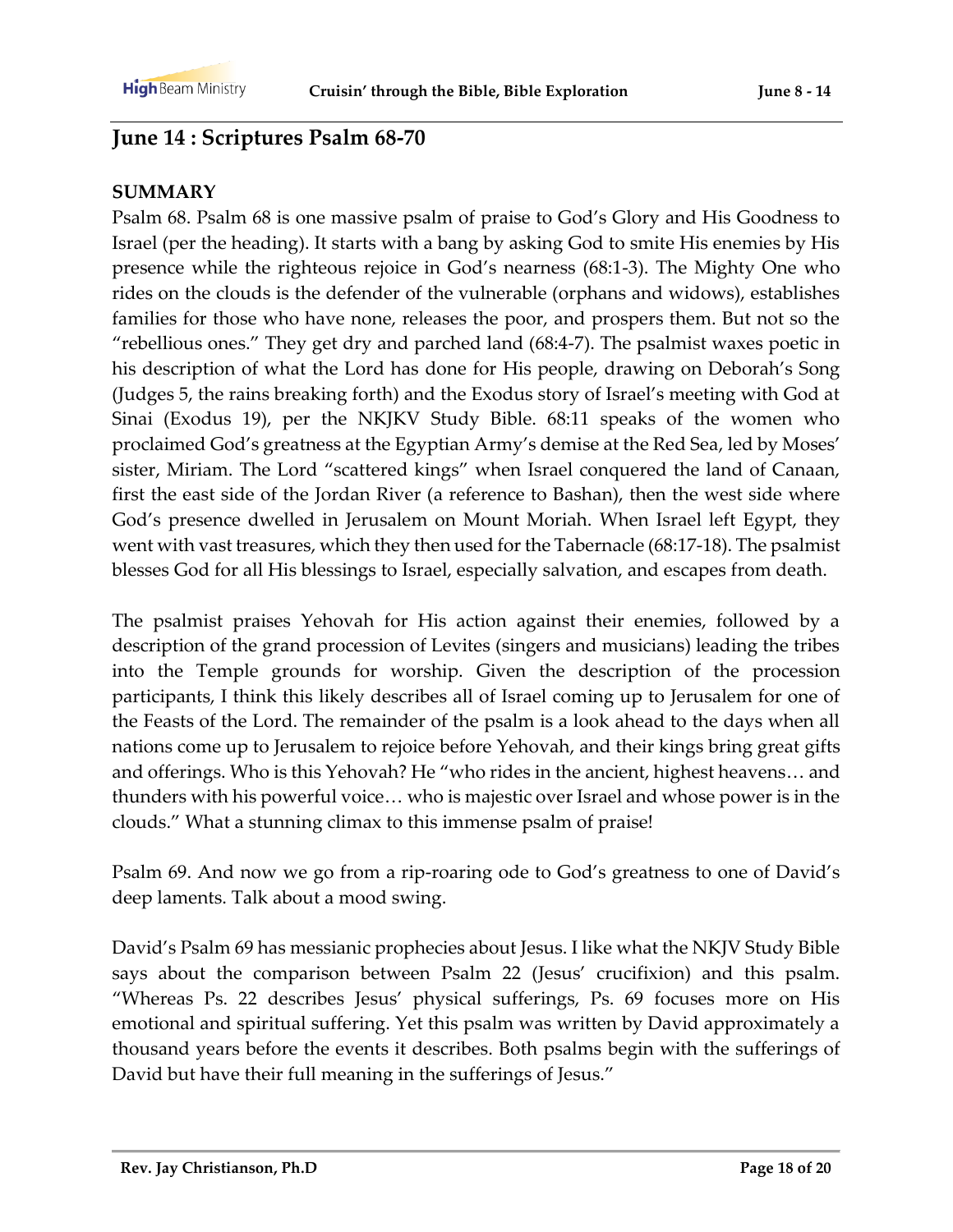## June 14 : Scriptures Psalm 68-70

**SUMMARY**

Psalm 68. Psalm 68 is one massive psalm of praise to God's Glory and His Goodness to Israel (per the heading). It starts with a bang by asking God to smite His enemies by His presence while the righteous rejoice in God's nearness (68:1-3). The Mighty One who rides on the clouds is the defender of the vulnerable (orphans and widows), establishes families for those who have none, releases the poor, and prospers them. But not so the "rebellious ones." They get dry and parched land (68:4-7). The psalmist waxes poetic in his description of what the Lord has done for His people, drawing on Deborah's Song (Judges 5, the rains breaking forth) and the Exodus story of Israel's meeting with God at Sinai (Exodus 19), per the NKJKV Study Bible. 68:11 speaks of the women who proclaimed God's greatness at the Egyptian Army's demise at the Red Sea, led by Moses' sister, Miriam. The Lord "scattered kings" when Israel conquered the land of Canaan, first the east side of the Jordan River (a reference to Bashan), then the west side where God's presence dwelled in Jerusalem on Mount Moriah. When Israel left Egypt, they went with vast treasures, which they then used for the Tabernacle (68:17-18). The psalmist blesses God for all His blessings to Israel, especially salvation, and escapes from death.

The psalmist praises Yehovah for His action against their enemies, followed by a description of the grand procession of Levites (singers and musicians) leading the tribes into the Temple grounds for worship. Given the description of the procession participants, I think this likely describes all of Israel coming up to Jerusalem for one of the Feasts of the Lord. The remainder of the psalm is a look ahead to the days when all nations come up to Jerusalem to rejoice before Yehovah, and their kings bring great gifts and offerings. Who is this Yehovah? He "who rides in the ancient, highest heavens… and thunders with his powerful voice… who is majestic over Israel and whose power is in the clouds." What a stunning climax to this immense psalm of praise!

Psalm 69. And now we go from a rip-roaring ode to God's greatness to one of David's deep laments. Talk about a mood swing.

David's Psalm 69 has messianic prophecies about Jesus. I like what the NKJV Study Bible says about the comparison between Psalm 22 (Jesus' crucifixion) and this psalm. "Whereas Ps. 22 describes Jesus' physical sufferings, Ps. 69 focuses more on His emotional and spiritual suffering. Yet this psalm was written by David approximately a thousand years before the events it describes. Both psalms begin with the sufferings of David but have their full meaning in the sufferings of Jesus."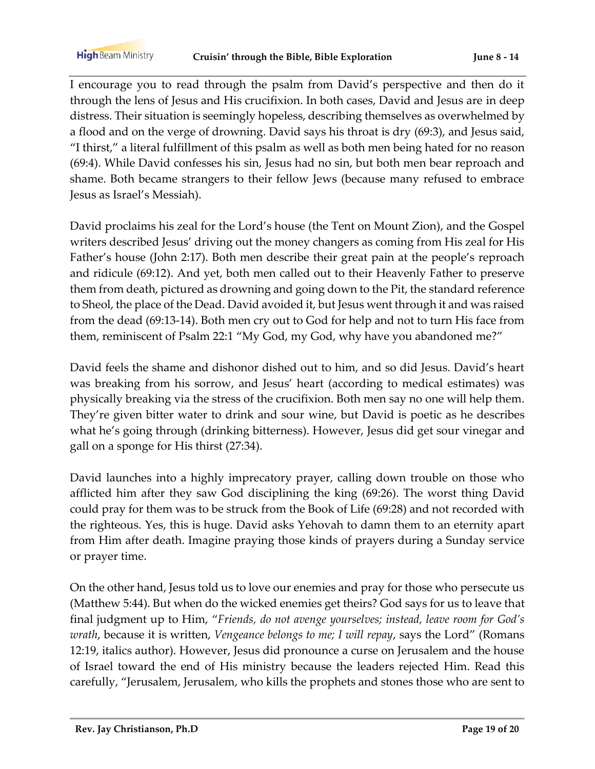I encourage you to read through the psalm from David's perspective and then do it through the lens of Jesus and His crucifixion. In both cases, David and Jesus are in deep distress. Their situation is seemingly hopeless, describing themselves as overwhelmed by a flood and on the verge of drowning. David says his throat is dry (69:3), and Jesus said, "I thirst," a literal fulfillment of this psalm as well as both men being hated for no reason (69:4). While David confesses his sin, Jesus had no sin, but both men bear reproach and shame. Both became strangers to their fellow Jews (because many refused to embrace Jesus as Israel's Messiah).

David proclaims his zeal for the Lord's house (the Tent on Mount Zion), and the Gospel writers described Jesus' driving out the money changers as coming from His zeal for His Father's house (John 2:17). Both men describe their great pain at the people's reproach and ridicule (69:12). And yet, both men called out to their Heavenly Father to preserve them from death, pictured as drowning and going down to the Pit, the standard reference to Sheol, the place of the Dead. David avoided it, but Jesus went through it and was raised from the dead (69:13-14). Both men cry out to God for help and not to turn His face from them, reminiscent of Psalm 22:1 "My God, my God, why have you abandoned me?"

David feels the shame and dishonor dished out to him, and so did Jesus. David's heart was breaking from his sorrow, and Jesus' heart (according to medical estimates) was physically breaking via the stress of the crucifixion. Both men say no one will help them. They're given bitter water to drink and sour wine, but David is poetic as he describes what he's going through (drinking bitterness). However, Jesus did get sour vinegar and gall on a sponge for His thirst (27:34).

David launches into a highly imprecatory prayer, calling down trouble on those who afflicted him after they saw God disciplining the king (69:26). The worst thing David could pray for them was to be struck from the Book of Life (69:28) and not recorded with the righteous. Yes, this is huge. David asks Yehovah to damn them to an eternity apart from Him after death. Imagine praying those kinds of prayers during a Sunday service or prayer time.

On the other hand, Jesus told us to love our enemies and pray for those who persecute us (Matthew 5:44). But when do the wicked enemies get theirs? God says for us to leave that final judgment up to Him, "*Friends, do not avenge yourselves; instead, leave room for God's wrath*, because it is written, *Vengeance belongs to me; I will repay*, says the Lord" (Romans 12:19, italics author). However, Jesus did pronounce a curse on Jerusalem and the house of Israel toward the end of His ministry because the leaders rejected Him. Read this carefully, "Jerusalem, Jerusalem, who kills the prophets and stones those who are sent to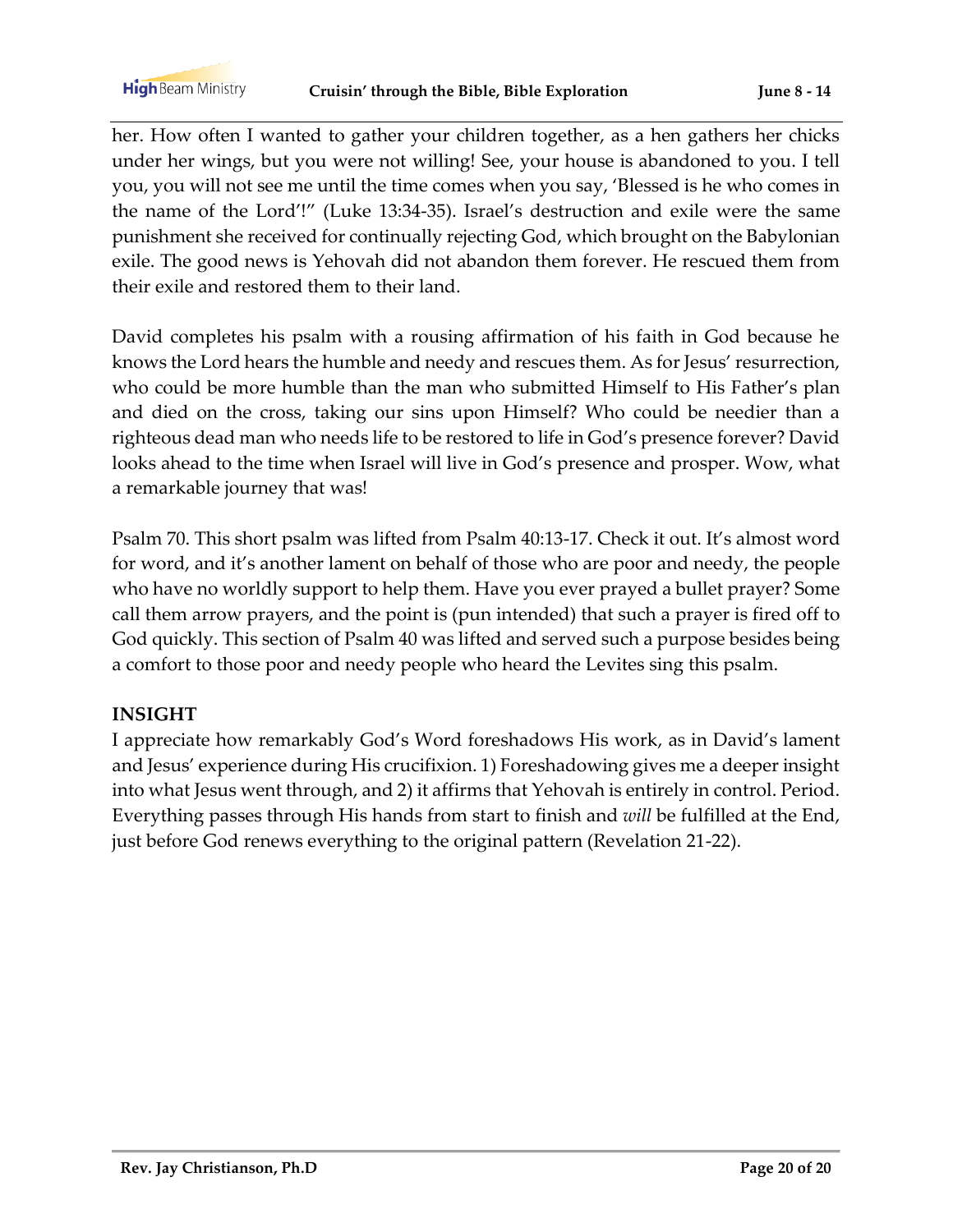her. How often I wanted to gather your children together, as a hen gathers her chicks under her wings, but you were not willing! See, your house is abandoned to you. I tell you, you will not see me until the time comes when you say, 'Blessed is he who comes in the name of the Lord'!" (Luke 13:34-35). Israel's destruction and exile were the same punishment she received for continually rejecting God, which brought on the Babylonian exile. The good news is Yehovah did not abandon them forever. He rescued them from their exile and restored them to their land.

David completes his psalm with a rousing affirmation of his faith in God because he knows the Lord hears the humble and needy and rescues them. As for Jesus' resurrection, who could be more humble than the man who submitted Himself to His Father's plan and died on the cross, taking our sins upon Himself? Who could be needier than a righteous dead man who needs life to be restored to life in God's presence forever? David looks ahead to the time when Israel will live in God's presence and prosper. Wow, what a remarkable journey that was!

Psalm 70. This short psalm was lifted from Psalm 40:13-17. Check it out. It's almost word for word, and it's another lament on behalf of those who are poor and needy, the people who have no worldly support to help them. Have you ever prayed a bullet prayer? Some call them arrow prayers, and the point is (pun intended) that such a prayer is fired off to God quickly. This section of Psalm 40 was lifted and served such a purpose besides being a comfort to those poor and needy people who heard the Levites sing this psalm.

**INSIGHT**

I appreciate how remarkably God's Word foreshadows His work, as in David's lament and Jesus' experience during His crucifixion. 1) Foreshadowing gives me a deeper insight into what Jesus went through, and 2) it affirms that Yehovah is entirely in control. Period. Everything passes through His hands from start to finish and *will* be fulfilled at the End, just before God renews everything to the original pattern (Revelation 21-22).